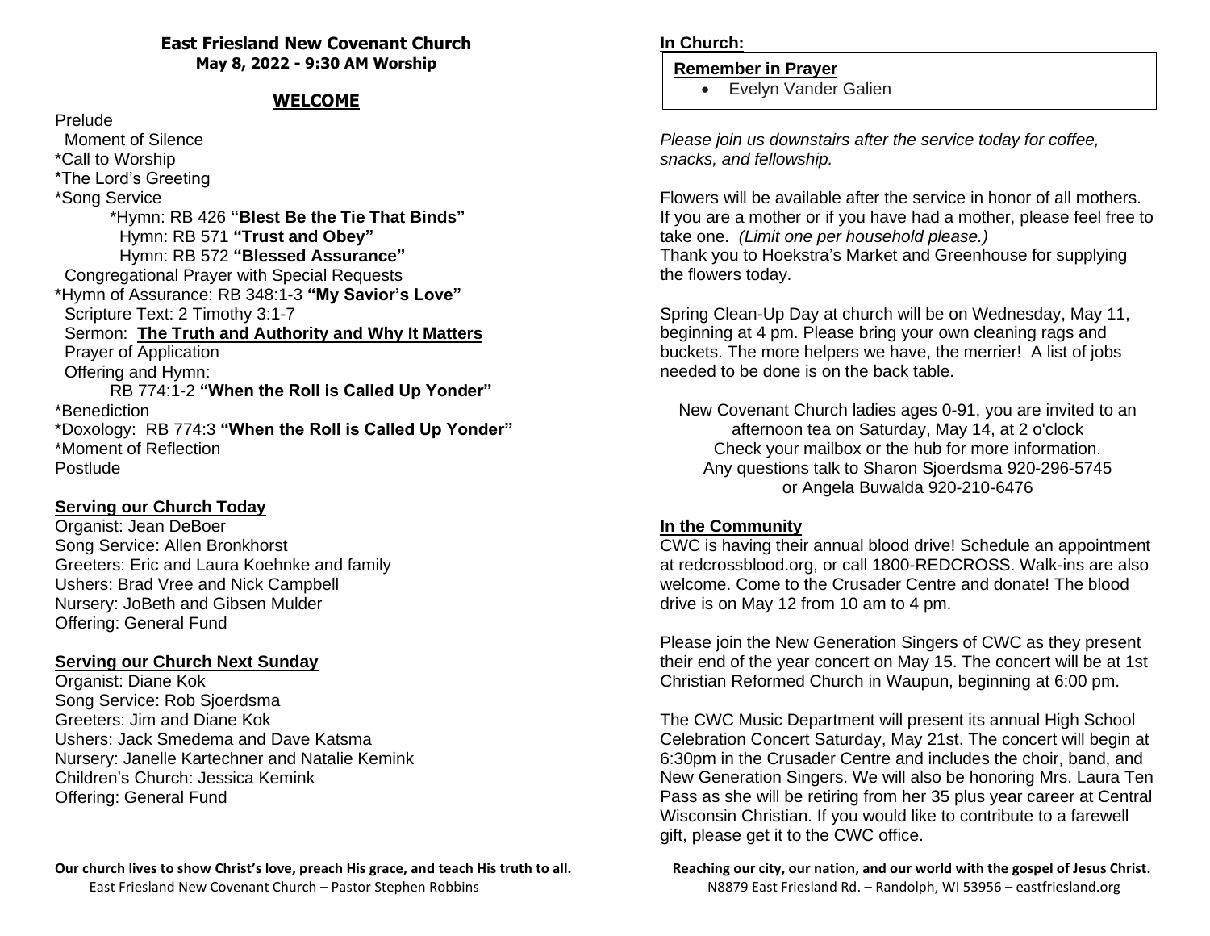# East Friesland New Covenant Church

**May 8, 2022 - 9:30 AM Worship**

## WELCOME

Prelude
  Moment of Silence
*Call to Worship
*The Lord's Greeting
*Song Service
    *Hymn: RB 426 **"Blest Be the Tie That Binds"**
    Hymn: RB 571 **"Trust and Obey"**
    Hymn: RB 572 **"Blessed Assurance"**
  Congregational Prayer with Special Requests
*Hymn of Assurance: RB 348:1-3 **"My Savior's Love"**
  Scripture Text: 2 Timothy 3:1-7
  Sermon: **The Truth and Authority and Why It Matters**
  Prayer of Application
  Offering and Hymn:
    RB 774:1-2 **"When the Roll is Called Up Yonder"**
*Benediction
*Doxology: RB 774:3 **"When the Roll is Called Up Yonder"**
*Moment of Reflection
Postlude

### Serving our Church Today

Organist: Jean DeBoer
Song Service: Allen Bronkhorst
Greeters: Eric and Laura Koehnke and family
Ushers: Brad Vree and Nick Campbell
Nursery: JoBeth and Gibsen Mulder
Offering: General Fund

### Serving our Church Next Sunday

Organist: Diane Kok
Song Service: Rob Sjoerdsma
Greeters: Jim and Diane Kok
Ushers: Jack Smedema and Dave Katsma
Nursery: Janelle Kartechner and Natalie Kemink
Children's Church: Jessica Kemink
Offering: General Fund

**Our church lives to show Christ's love, preach His grace, and teach His truth to all.**
East Friesland New Covenant Church – Pastor Stephen Robbins

### In Church:

**Remember in Prayer**

- Evelyn Vander Galien

*Please join us downstairs after the service today for coffee, snacks, and fellowship.*

Flowers will be available after the service in honor of all mothers. If you are a mother or if you have had a mother, please feel free to take one. *(Limit one per household please.)*
Thank you to Hoekstra's Market and Greenhouse for supplying the flowers today.

Spring Clean-Up Day at church will be on Wednesday, May 11, beginning at 4 pm. Please bring your own cleaning rags and buckets. The more helpers we have, the merrier! A list of jobs needed to be done is on the back table.

New Covenant Church ladies ages 0-91, you are invited to an afternoon tea on Saturday, May 14, at 2 o'clock
Check your mailbox or the hub for more information.
Any questions talk to Sharon Sjoerdsma 920-296-5745
or Angela Buwalda 920-210-6476

### In the Community

CWC is having their annual blood drive! Schedule an appointment at redcrossblood.org, or call 1800-REDCROSS. Walk-ins are also welcome. Come to the Crusader Centre and donate! The blood drive is on May 12 from 10 am to 4 pm.

Please join the New Generation Singers of CWC as they present their end of the year concert on May 15. The concert will be at 1st Christian Reformed Church in Waupun, beginning at 6:00 pm.

The CWC Music Department will present its annual High School Celebration Concert Saturday, May 21st. The concert will begin at 6:30pm in the Crusader Centre and includes the choir, band, and New Generation Singers. We will also be honoring Mrs. Laura Ten Pass as she will be retiring from her 35 plus year career at Central Wisconsin Christian. If you would like to contribute to a farewell gift, please get it to the CWC office.

**Reaching our city, our nation, and our world with the gospel of Jesus Christ.**
N8879 East Friesland Rd. – Randolph, WI 53956 – eastfriesland.org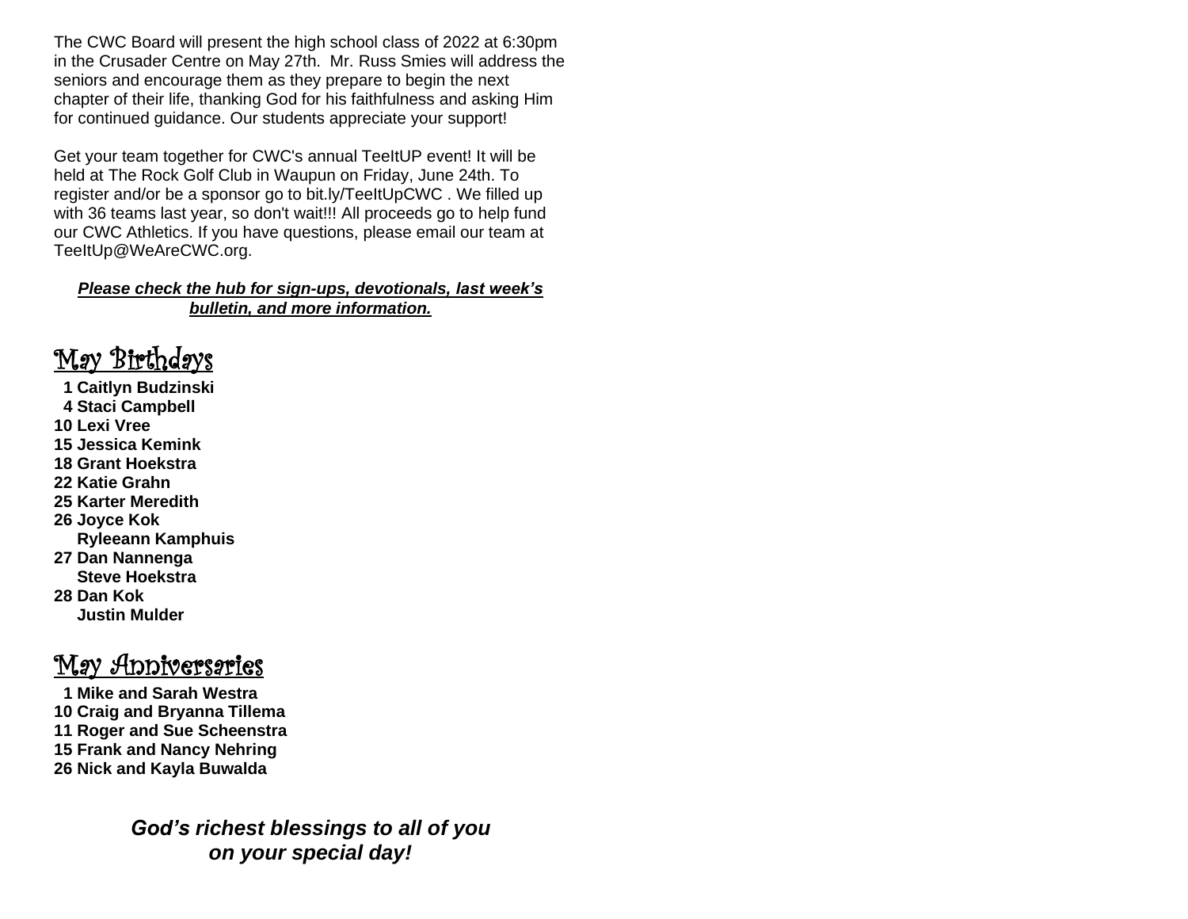The CWC Board will present the high school class of 2022 at 6:30pm in the Crusader Centre on May 27th.  Mr. Russ Smies will address the seniors and encourage them as they prepare to begin the next chapter of their life, thanking God for his faithfulness and asking Him for continued guidance. Our students appreciate your support!

Get your team together for CWC's annual TeeItUP event! It will be held at The Rock Golf Club in Waupun on Friday, June 24th. To register and/or be a sponsor go to bit.ly/TeeItUpCWC . We filled up with 36 teams last year, so don't wait!!! All proceeds go to help fund our CWC Athletics. If you have questions, please email our team at TeeItUp@WeAreCWC.org.

***Please check the hub for sign-ups, devotionals, last week's bulletin, and more information.***

## May Birthdays

**1 Caitlyn Budzinski**
**4 Staci Campbell**
**10 Lexi Vree**
**15 Jessica Kemink**
**18 Grant Hoekstra**
**22 Katie Grahn**
**25 Karter Meredith**
**26 Joyce Kok**
**Ryleeann Kamphuis**
**27 Dan Nannenga**
**Steve Hoekstra**
**28 Dan Kok**
**Justin Mulder**

## May Anniversaries

**1 Mike and Sarah Westra**
**10 Craig and Bryanna Tillema**
**11 Roger and Sue Scheenstra**
**15 Frank and Nancy Nehring**
**26 Nick and Kayla Buwalda**

***God's richest blessings to all of you on your special day!***